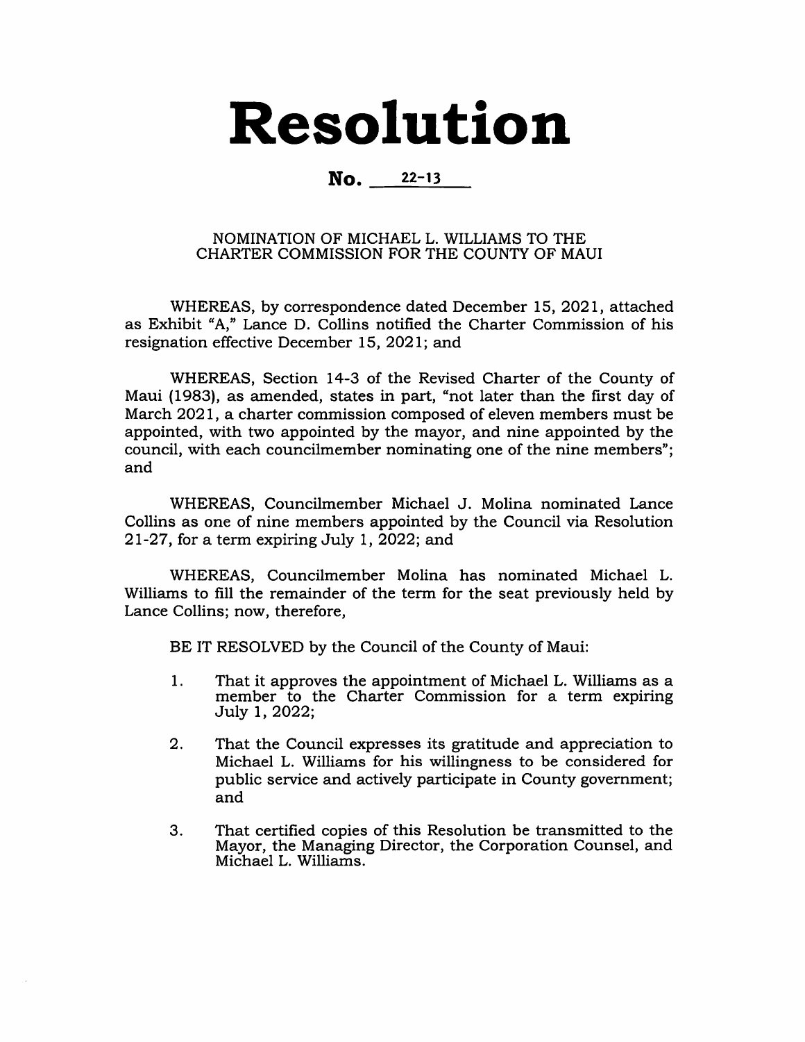# Resolution

## No. 22-13

NOMINATION OF MICHAEL L. WILLIAMS TO THE CHARTER COMMISSION FOR THE COUNTY OF MAUI

WHEREAS, by correspondence dated December 15, 2021, attached as Exhibit "A," Lance D. Collins notified the Charter Commission of his resignation effective December 15, 2021; and

WHEREAS, Section 14-3 of the Revised Charter of the County of Maui (1983), as amended, states in part, "not later than the first day of March 2021, a charter commission composed of eleven members must be appointed, with two appointed by the mayor, and nine appointed by the council, with each councilmember nominating one of the nine members"; and

WHEREAS, Councilmember Michael J. Molina nominated Lance Collins as one of nine members appointed by the Council via Resolution 21-27, for a term expiring July 1, 2022; and

WHEREAS, Councilmember Molina has nominated Michael L. Williams to fill the remainder of the term for the seat previously held by Lance Collins; now, therefore,

BE IT RESOLVED by the Council of the County of Maui:

1. That it approves the appointment of Michael L. Williams as a member to the Charter Commission for a term expiring July 1, 2022;

2. That the Council expresses its gratitude and appreciation to Michael L. Williams for his willingness to be considered for public service and actively participate in County government; and

3. That certified copies of this Resolution be transmitted to the Mayor, the Managing Director, the Corporation Counsel, and Michael L. Williams.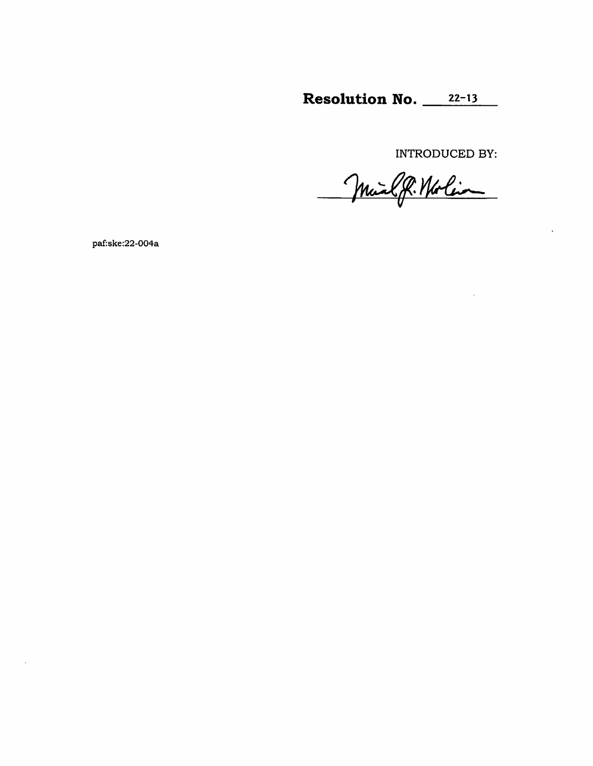**Resolution No. 22-13**

INTRODUCED BY:

Michael R. Wolin

paf:ske:22-004a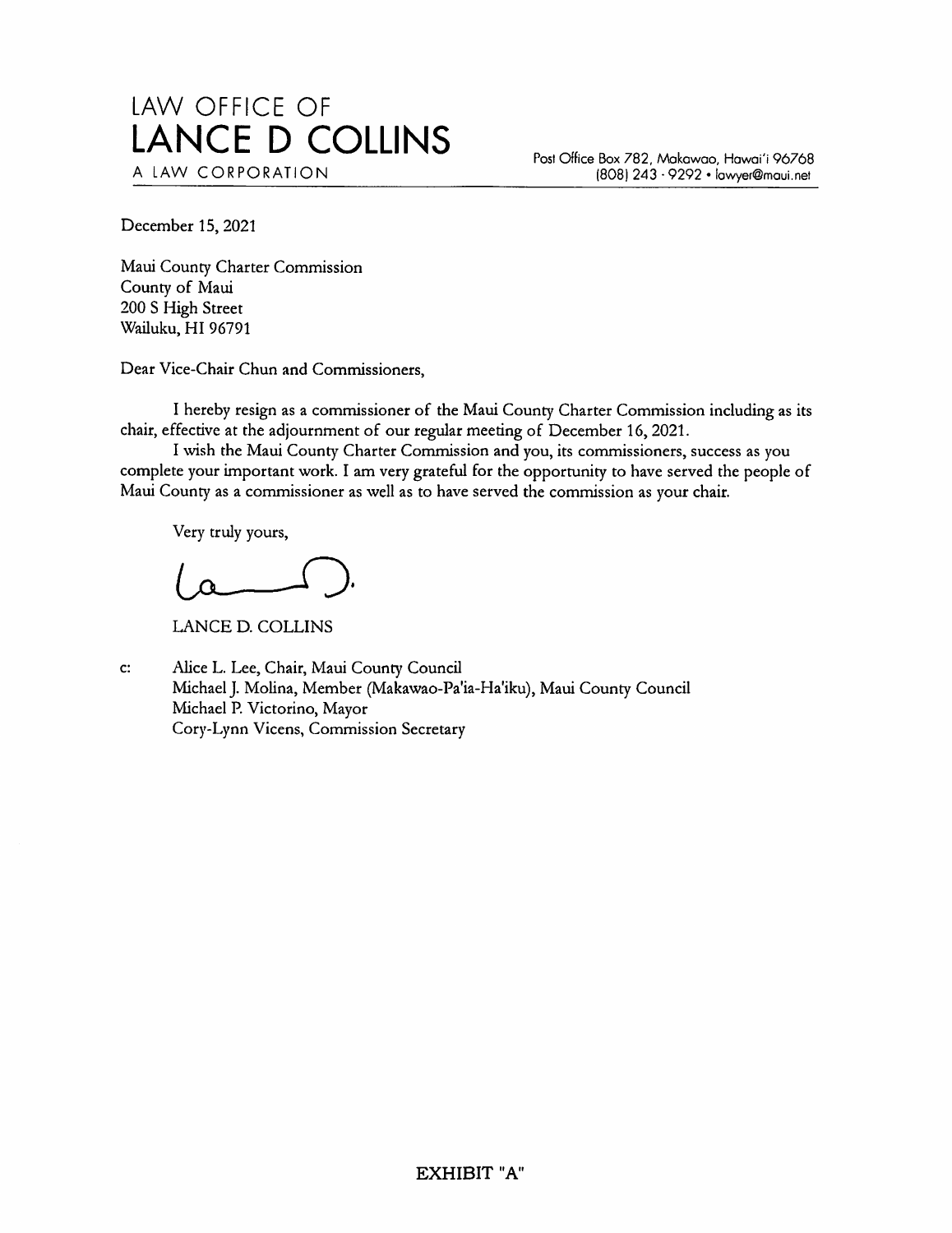# LAW OFFICE OF
# LANCE D COLLINS
A LAW CORPORATION

Post Office Box 782, Makawao, Hawai'i 96768
(808) 243 - 9292 • lawyer@maui.net

December 15, 2021

Maui County Charter Commission
County of Maui
200 S High Street
Wailuku, HI 96791

Dear Vice-Chair Chun and Commissioners,

I hereby resign as a commissioner of the Maui County Charter Commission including as its chair, effective at the adjournment of our regular meeting of December 16, 2021.

I wish the Maui County Charter Commission and you, its commissioners, success as you complete your important work. I am very grateful for the opportunity to have served the people of Maui County as a commissioner as well as to have served the commission as your chair.

Very truly yours,

LANCE D. COLLINS

c: Alice L. Lee, Chair, Maui County Council
Michael J. Molina, Member (Makawao-Pa'ia-Ha'iku), Maui County Council
Michael P. Victorino, Mayor
Cory-Lynn Vicens, Commission Secretary

**EXHIBIT "A"**